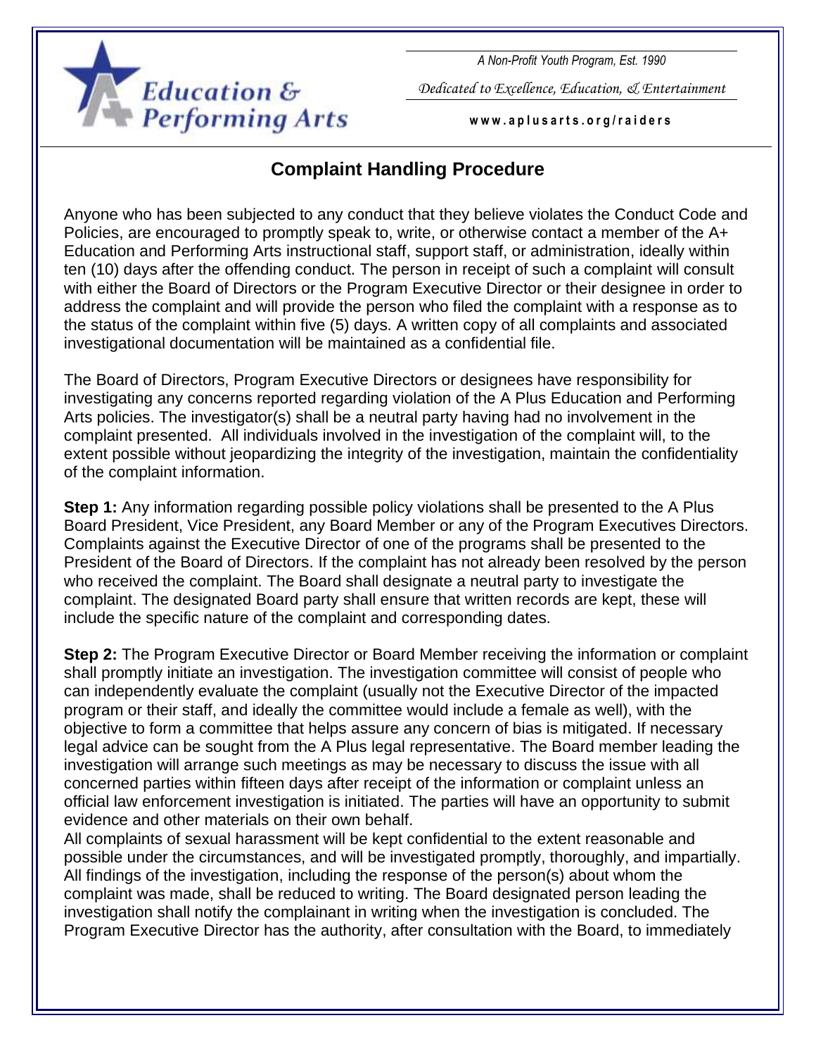A+ Education & Performing Arts

*A Non-Profit Youth Program, Est. 1990*

*Dedicated to Excellence, Education, & Entertainment*

**www.aplusarts.org/raiders**

## Complaint Handling Procedure

Anyone who has been subjected to any conduct that they believe violates the Conduct Code and Policies, are encouraged to promptly speak to, write, or otherwise contact a member of the A+ Education and Performing Arts instructional staff, support staff, or administration, ideally within ten (10) days after the offending conduct. The person in receipt of such a complaint will consult with either the Board of Directors or the Program Executive Director or their designee in order to address the complaint and will provide the person who filed the complaint with a response as to the status of the complaint within five (5) days. A written copy of all complaints and associated investigational documentation will be maintained as a confidential file.

The Board of Directors, Program Executive Directors or designees have responsibility for investigating any concerns reported regarding violation of the A Plus Education and Performing Arts policies. The investigator(s) shall be a neutral party having had no involvement in the complaint presented. All individuals involved in the investigation of the complaint will, to the extent possible without jeopardizing the integrity of the investigation, maintain the confidentiality of the complaint information.

**Step 1:** Any information regarding possible policy violations shall be presented to the A Plus Board President, Vice President, any Board Member or any of the Program Executives Directors. Complaints against the Executive Director of one of the programs shall be presented to the President of the Board of Directors. If the complaint has not already been resolved by the person who received the complaint. The Board shall designate a neutral party to investigate the complaint. The designated Board party shall ensure that written records are kept, these will include the specific nature of the complaint and corresponding dates.

**Step 2:** The Program Executive Director or Board Member receiving the information or complaint shall promptly initiate an investigation. The investigation committee will consist of people who can independently evaluate the complaint (usually not the Executive Director of the impacted program or their staff, and ideally the committee would include a female as well), with the objective to form a committee that helps assure any concern of bias is mitigated. If necessary legal advice can be sought from the A Plus legal representative. The Board member leading the investigation will arrange such meetings as may be necessary to discuss the issue with all concerned parties within fifteen days after receipt of the information or complaint unless an official law enforcement investigation is initiated. The parties will have an opportunity to submit evidence and other materials on their own behalf.

All complaints of sexual harassment will be kept confidential to the extent reasonable and possible under the circumstances, and will be investigated promptly, thoroughly, and impartially. All findings of the investigation, including the response of the person(s) about whom the complaint was made, shall be reduced to writing. The Board designated person leading the investigation shall notify the complainant in writing when the investigation is concluded. The Program Executive Director has the authority, after consultation with the Board, to immediately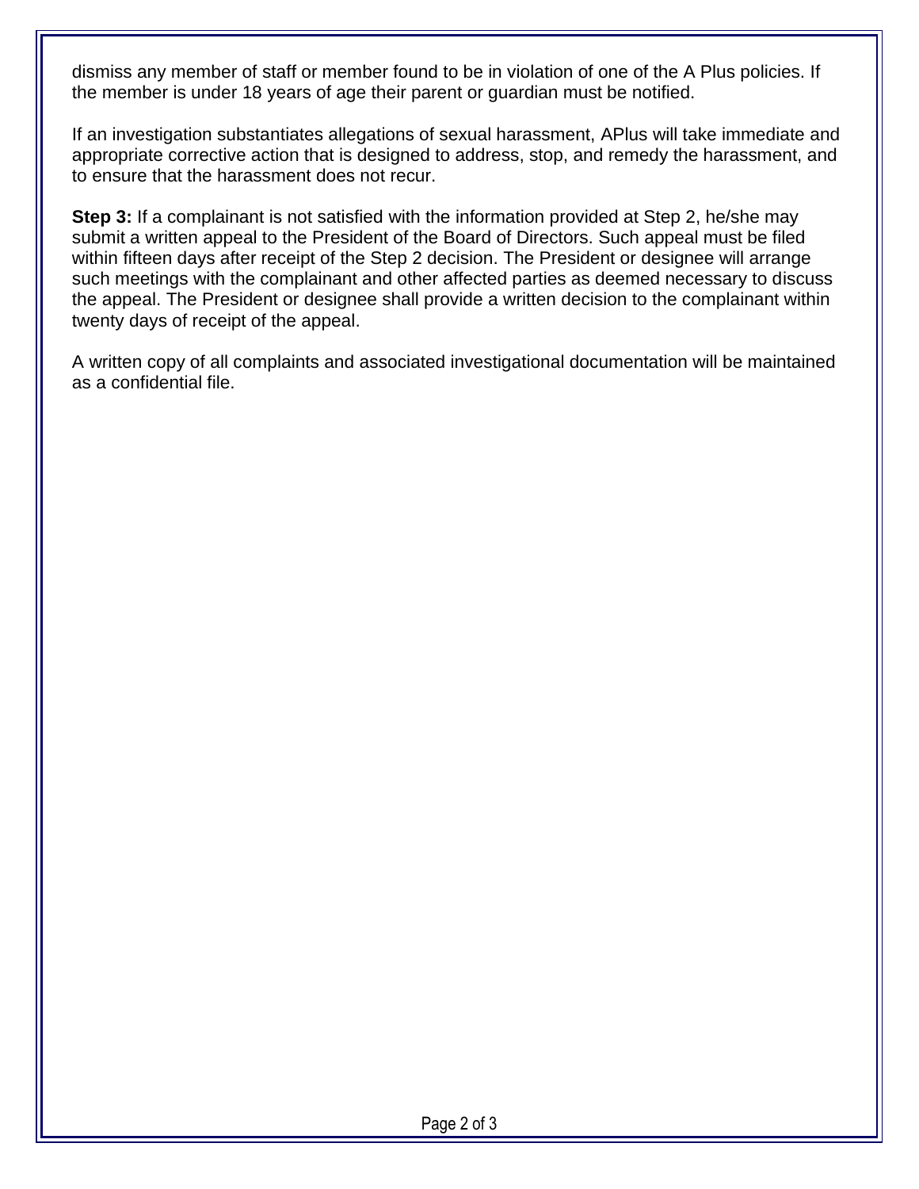dismiss any member of staff or member found to be in violation of one of the A Plus policies. If the member is under 18 years of age their parent or guardian must be notified.

If an investigation substantiates allegations of sexual harassment, APlus will take immediate and appropriate corrective action that is designed to address, stop, and remedy the harassment, and to ensure that the harassment does not recur.

**Step 3:** If a complainant is not satisfied with the information provided at Step 2, he/she may submit a written appeal to the President of the Board of Directors. Such appeal must be filed within fifteen days after receipt of the Step 2 decision. The President or designee will arrange such meetings with the complainant and other affected parties as deemed necessary to discuss the appeal. The President or designee shall provide a written decision to the complainant within twenty days of receipt of the appeal.

A written copy of all complaints and associated investigational documentation will be maintained as a confidential file.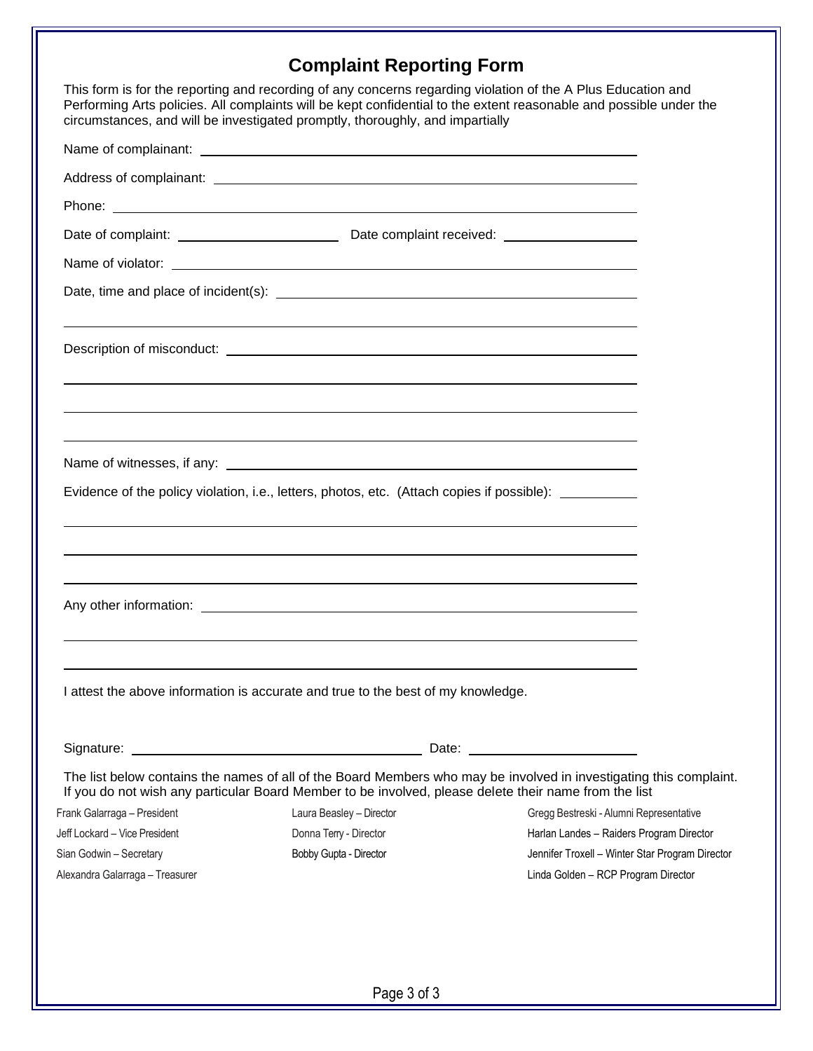# Complaint Reporting Form

This form is for the reporting and recording of any concerns regarding violation of the A Plus Education and Performing Arts policies. All complaints will be kept confidential to the extent reasonable and possible under the circumstances, and will be investigated promptly, thoroughly, and impartially

Name of complainant: ____________________________________________

Address of complainant: ____________________________________________

Phone: ____________________________________________

Date of complaint: ______________________ Date complaint received: ____________________

Name of violator: ____________________________________________

Date, time and place of incident(s): ____________________________________________

____________________________________________

Description of misconduct: ____________________________________________

____________________________________________

____________________________________________

____________________________________________

Name of witnesses, if any: ____________________________________________

Evidence of the policy violation, i.e., letters, photos, etc. (Attach copies if possible): __________

____________________________________________

____________________________________________

____________________________________________

Any other information: ____________________________________________

____________________________________________

____________________________________________

I attest the above information is accurate and true to the best of my knowledge.

Signature: ______________________________ Date: ______________________

The list below contains the names of all of the Board Members who may be involved in investigating this complaint. If you do not wish any particular Board Member to be involved, please delete their name from the list

| | | |
|---|---|---|
| Frank Galarraga – President | Laura Beasley – Director | Gregg Bestreski - Alumni Representative |
| Jeff Lockard – Vice President | Donna Terry - Director | Harlan Landes – Raiders Program Director |
| Sian Godwin – Secretary | Bobby Gupta - Director | Jennifer Troxell – Winter Star Program Director |
| Alexandra Galarraga – Treasurer | | Linda Golden – RCP Program Director |